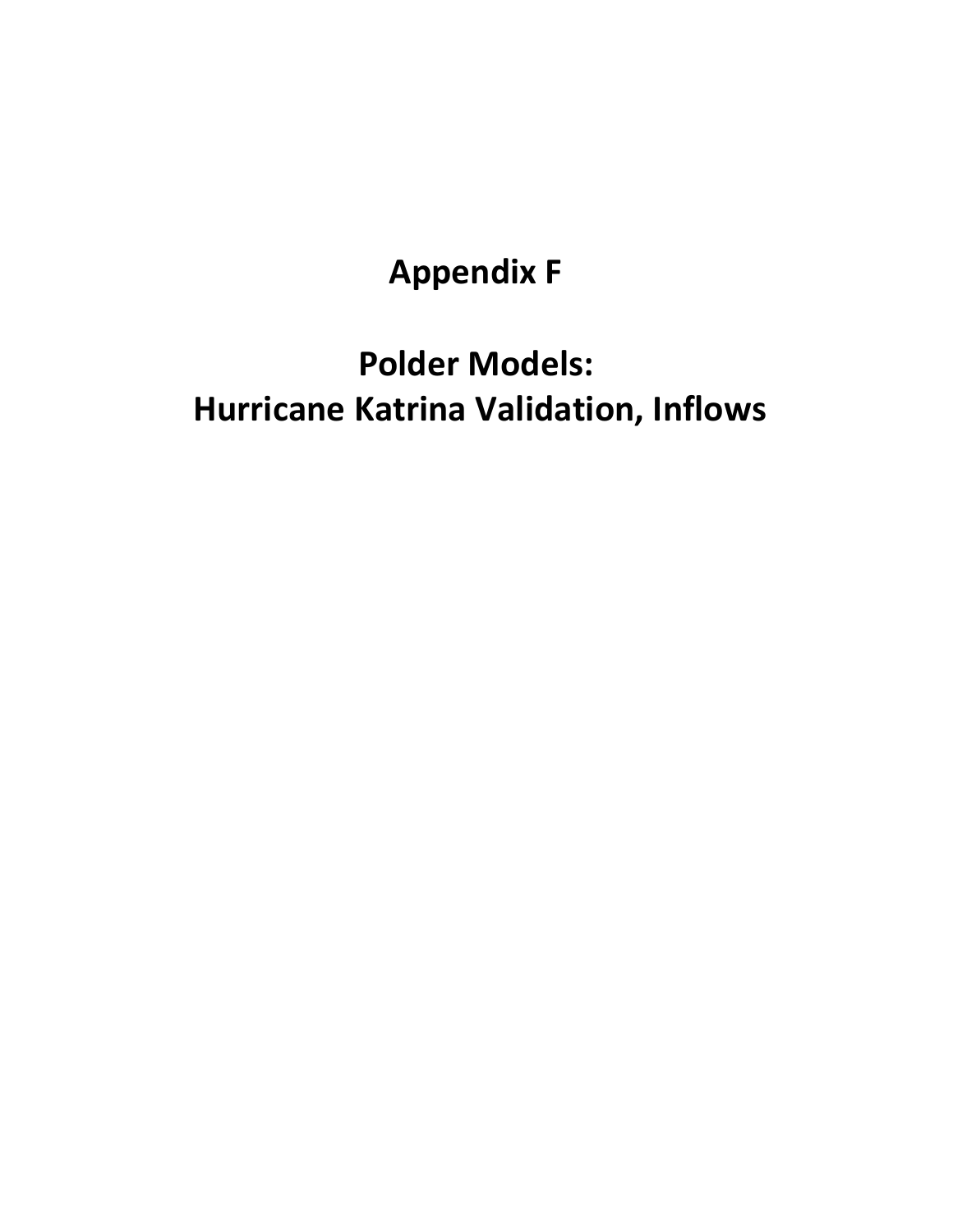# Appendix F

# Polder Models:
# Hurricane Katrina Validation, Inflows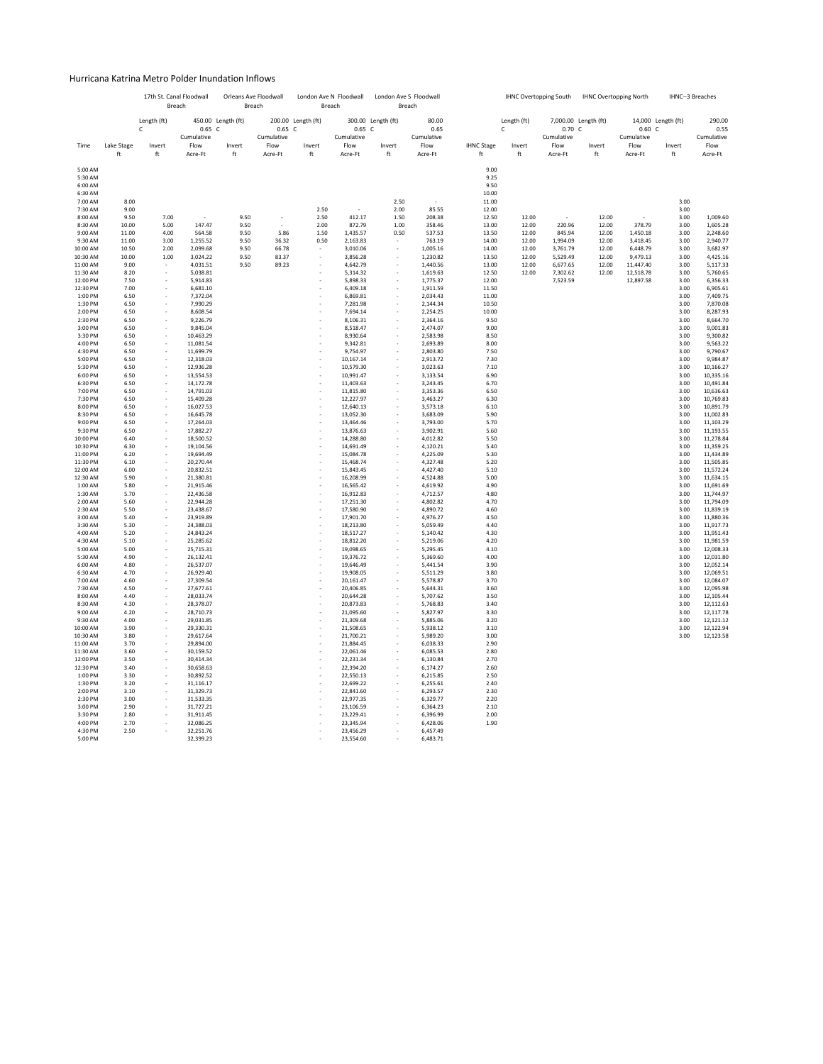# Hurricana Katrina Metro Polder Inundation Inflows

| Time | Lake Stage | 17th St. Canal Floodwall Breach | | Orleans Ave Floodwall Breach | | London Ave N Floodwall Breach | | London Ave S Floodwall Breach | | IHNC Stage | IHNC Overtopping South | | IHNC Overtopping North | | IHNC--3 Breaches | |
|---|---|---|---|---|---|---|---|---|---|---|---|---|---|---|---|---|
| | | Length (ft) | 450.00 | Length (ft) | 200.00 | Length (ft) | 300.00 | Length (ft) | 80.00 | | Length (ft) | 7,000.00 | Length (ft) | 14,000 | Length (ft) | 290.00 |
| | | C | 0.65 | C | 0.65 | C | 0.65 | C | 0.65 | | C | 0.70 | C | 0.60 | C | 0.55 |
| | | Invert | Cumulative Flow | Invert | Cumulative Flow | Invert | Cumulative Flow | Invert | Cumulative Flow | | Invert | Cumulative Flow | Invert | Cumulative Flow | Invert | Cumulative Flow |
| | ft | ft | Acre-Ft | ft | Acre-Ft | ft | Acre-Ft | ft | Acre-Ft | ft | ft | Acre-Ft | ft | Acre-Ft | ft | Acre-Ft |
| 5:00 AM | | | | | | | | | | 9.00 | | | | | | |
| 5:30 AM | | | | | | | | | | 9.25 | | | | | | |
| 6:00 AM | | | | | | | | | | 9.50 | | | | | | |
| 6:30 AM | | | | | | | | | | 10.00 | | | | | | |
| 7:00 AM | 8.00 | | | | | | | 2.50 | - | 11.00 | | | | | 3.00 | |
| 7:30 AM | 9.00 | | | | | 2.50 | - | 2.00 | 85.55 | 12.00 | | | | | 3.00 | |
| 8:00 AM | 9.50 | 7.00 | - | 9.50 | - | 2.50 | 412.17 | 1.50 | 208.38 | 12.50 | 12.00 | - | 12.00 | - | 3.00 | 1,009.60 |
| 8:30 AM | 10.00 | 5.00 | 147.47 | 9.50 | - | 2.00 | 872.79 | 1.00 | 358.46 | 13.00 | 12.00 | 220.96 | 12.00 | 378.79 | 3.00 | 1,605.28 |
| 9:00 AM | 11.00 | 4.00 | 564.58 | 9.50 | 5.86 | 1.50 | 1,435.57 | 0.50 | 537.53 | 13.50 | 12.00 | 845.94 | 12.00 | 1,450.18 | 3.00 | 2,248.60 |
| 9:30 AM | 11.00 | 3.00 | 1,255.52 | 9.50 | 36.32 | 0.50 | 2,163.83 | - | 763.19 | 14.00 | 12.00 | 1,994.09 | 12.00 | 3,418.45 | 3.00 | 2,940.77 |
| 10:00 AM | 10.50 | 2.00 | 2,099.68 | 9.50 | 66.78 | - | 3,010.06 | - | 1,005.16 | 14.00 | 12.00 | 3,761.79 | 12.00 | 6,448.79 | 3.00 | 3,682.97 |
| 10:30 AM | 10.00 | 1.00 | 3,024.22 | 9.50 | 83.37 | - | 3,856.28 | - | 1,230.82 | 13.50 | 12.00 | 5,529.49 | 12.00 | 9,479.13 | 3.00 | 4,425.16 |
| 11:00 AM | 9.00 | - | 4,031.51 | 9.50 | 89.23 | - | 4,642.79 | - | 1,440.56 | 13.00 | 12.00 | 6,677.65 | 12.00 | 11,447.40 | 3.00 | 5,117.33 |
| 11:30 AM | 8.20 | - | 5,038.81 | | | - | 5,314.32 | - | 1,619.63 | 12.50 | 12.00 | 7,302.62 | 12.00 | 12,518.78 | 3.00 | 5,760.65 |
| 12:00 PM | 7.50 | - | 5,914.83 | | | - | 5,898.33 | - | 1,775.37 | 12.00 | | 7,523.59 | | 12,897.58 | 3.00 | 6,356.33 |
| 12:30 PM | 7.00 | - | 6,681.10 | | | - | 6,409.18 | - | 1,911.59 | 11.50 | | | | | 3.00 | 6,905.61 |
| 1:00 PM | 6.50 | - | 7,372.04 | | | - | 6,869.81 | - | 2,034.43 | 11.00 | | | | | 3.00 | 7,409.75 |
| 1:30 PM | 6.50 | - | 7,990.29 | | | - | 7,281.98 | - | 2,144.34 | 10.50 | | | | | 3.00 | 7,870.08 |
| 2:00 PM | 6.50 | - | 8,608.54 | | | - | 7,694.14 | - | 2,254.25 | 10.00 | | | | | 3.00 | 8,287.93 |
| 2:30 PM | 6.50 | - | 9,226.79 | | | - | 8,106.31 | - | 2,364.16 | 9.50 | | | | | 3.00 | 8,664.70 |
| 3:00 PM | 6.50 | - | 9,845.04 | | | - | 8,518.47 | - | 2,474.07 | 9.00 | | | | | 3.00 | 9,001.83 |
| 3:30 PM | 6.50 | - | 10,463.29 | | | - | 8,930.64 | - | 2,583.98 | 8.50 | | | | | 3.00 | 9,300.82 |
| 4:00 PM | 6.50 | - | 11,081.54 | | | - | 9,342.81 | - | 2,693.89 | 8.00 | | | | | 3.00 | 9,563.22 |
| 4:30 PM | 6.50 | - | 11,699.79 | | | - | 9,754.97 | - | 2,803.80 | 7.50 | | | | | 3.00 | 9,790.67 |
| 5:00 PM | 6.50 | - | 12,318.03 | | | - | 10,167.14 | - | 2,913.72 | 7.30 | | | | | 3.00 | 9,984.87 |
| 5:30 PM | 6.50 | - | 12,936.28 | | | - | 10,579.30 | - | 3,023.63 | 7.10 | | | | | 3.00 | 10,166.27 |
| 6:00 PM | 6.50 | - | 13,554.53 | | | - | 10,991.47 | - | 3,133.54 | 6.90 | | | | | 3.00 | 10,335.16 |
| 6:30 PM | 6.50 | - | 14,172.78 | | | - | 11,403.63 | - | 3,243.45 | 6.70 | | | | | 3.00 | 10,491.84 |
| 7:00 PM | 6.50 | - | 14,791.03 | | | - | 11,815.80 | - | 3,353.36 | 6.50 | | | | | 3.00 | 10,636.63 |
| 7:30 PM | 6.50 | - | 15,409.28 | | | - | 12,227.97 | - | 3,463.27 | 6.30 | | | | | 3.00 | 10,769.83 |
| 8:00 PM | 6.50 | - | 16,027.53 | | | - | 12,640.13 | - | 3,573.18 | 6.10 | | | | | 3.00 | 10,891.79 |
| 8:30 PM | 6.50 | - | 16,645.78 | | | - | 13,052.30 | - | 3,683.09 | 5.90 | | | | | 3.00 | 11,002.83 |
| 9:00 PM | 6.50 | - | 17,264.03 | | | - | 13,464.46 | - | 3,793.00 | 5.70 | | | | | 3.00 | 11,103.29 |
| 9:30 PM | 6.50 | - | 17,882.27 | | | - | 13,876.63 | - | 3,902.91 | 5.60 | | | | | 3.00 | 11,193.55 |
| 10:00 PM | 6.40 | - | 18,500.52 | | | - | 14,288.80 | - | 4,012.82 | 5.50 | | | | | 3.00 | 11,278.84 |
| 10:30 PM | 6.30 | - | 19,104.56 | | | - | 14,691.49 | - | 4,120.21 | 5.40 | | | | | 3.00 | 11,359.25 |
| 11:00 PM | 6.20 | - | 19,694.49 | | | - | 15,084.78 | - | 4,225.09 | 5.30 | | | | | 3.00 | 11,434.89 |
| 11:30 PM | 6.10 | - | 20,270.44 | | | - | 15,468.74 | - | 4,327.48 | 5.20 | | | | | 3.00 | 11,505.85 |
| 12:00 AM | 6.00 | - | 20,832.51 | | | - | 15,843.45 | - | 4,427.40 | 5.10 | | | | | 3.00 | 11,572.24 |
| 12:30 AM | 5.90 | - | 21,380.81 | | | - | 16,208.99 | - | 4,524.88 | 5.00 | | | | | 3.00 | 11,634.15 |
| 1:00 AM | 5.80 | - | 21,915.46 | | | - | 16,565.42 | - | 4,619.92 | 4.90 | | | | | 3.00 | 11,691.69 |
| 1:30 AM | 5.70 | - | 22,436.58 | | | - | 16,912.83 | - | 4,712.57 | 4.80 | | | | | 3.00 | 11,744.97 |
| 2:00 AM | 5.60 | - | 22,944.28 | | | - | 17,251.30 | - | 4,802.82 | 4.70 | | | | | 3.00 | 11,794.09 |
| 2:30 AM | 5.50 | - | 23,438.67 | | | - | 17,580.90 | - | 4,890.72 | 4.60 | | | | | 3.00 | 11,839.19 |
| 3:00 AM | 5.40 | - | 23,919.89 | | | - | 17,901.70 | - | 4,976.27 | 4.50 | | | | | 3.00 | 11,880.36 |
| 3:30 AM | 5.30 | - | 24,388.03 | | | - | 18,213.80 | - | 5,059.49 | 4.40 | | | | | 3.00 | 11,917.73 |
| 4:00 AM | 5.20 | - | 24,843.24 | | | - | 18,517.27 | - | 5,140.42 | 4.30 | | | | | 3.00 | 11,951.43 |
| 4:30 AM | 5.10 | - | 25,285.62 | | | - | 18,812.20 | - | 5,219.06 | 4.20 | | | | | 3.00 | 11,981.59 |
| 5:00 AM | 5.00 | - | 25,715.31 | | | - | 19,098.65 | - | 5,295.45 | 4.10 | | | | | 3.00 | 12,008.33 |
| 5:30 AM | 4.90 | - | 26,132.41 | | | - | 19,376.72 | - | 5,369.60 | 4.00 | | | | | 3.00 | 12,031.80 |
| 6:00 AM | 4.80 | - | 26,537.07 | | | - | 19,646.49 | - | 5,441.54 | 3.90 | | | | | 3.00 | 12,052.14 |
| 6:30 AM | 4.70 | - | 26,929.40 | | | - | 19,908.05 | - | 5,511.29 | 3.80 | | | | | 3.00 | 12,069.51 |
| 7:00 AM | 4.60 | - | 27,309.54 | | | - | 20,161.47 | - | 5,578.87 | 3.70 | | | | | 3.00 | 12,084.07 |
| 7:30 AM | 4.50 | - | 27,677.61 | | | - | 20,406.85 | - | 5,644.31 | 3.60 | | | | | 3.00 | 12,095.98 |
| 8:00 AM | 4.40 | - | 28,033.74 | | | - | 20,644.28 | - | 5,707.62 | 3.50 | | | | | 3.00 | 12,105.44 |
| 8:30 AM | 4.30 | - | 28,378.07 | | | - | 20,873.83 | - | 5,768.83 | 3.40 | | | | | 3.00 | 12,112.63 |
| 9:00 AM | 4.20 | - | 28,710.73 | | | - | 21,095.60 | - | 5,827.97 | 3.30 | | | | | 3.00 | 12,117.78 |
| 9:30 AM | 4.00 | - | 29,031.85 | | | - | 21,309.68 | - | 5,885.06 | 3.20 | | | | | 3.00 | 12,121.12 |
| 10:00 AM | 3.90 | - | 29,330.31 | | | - | 21,508.65 | - | 5,938.12 | 3.10 | | | | | 3.00 | 12,122.94 |
| 10:30 AM | 3.80 | - | 29,617.64 | | | - | 21,700.21 | - | 5,989.20 | 3.00 | | | | | 3.00 | 12,123.58 |
| 11:00 AM | 3.70 | - | 29,894.00 | | | - | 21,884.45 | - | 6,038.33 | 2.90 | | | | | | |
| 11:30 AM | 3.60 | - | 30,159.52 | | | - | 22,061.46 | - | 6,085.53 | 2.80 | | | | | | |
| 12:00 PM | 3.50 | - | 30,414.34 | | | - | 22,231.34 | - | 6,130.84 | 2.70 | | | | | | |
| 12:30 PM | 3.40 | - | 30,658.63 | | | - | 22,394.20 | - | 6,174.27 | 2.60 | | | | | | |
| 1:00 PM | 3.30 | - | 30,892.52 | | | - | 22,550.13 | - | 6,215.85 | 2.50 | | | | | | |
| 1:30 PM | 3.20 | - | 31,116.17 | | | - | 22,699.22 | - | 6,255.61 | 2.40 | | | | | | |
| 2:00 PM | 3.10 | - | 31,329.73 | | | - | 22,841.60 | - | 6,293.57 | 2.30 | | | | | | |
| 2:30 PM | 3.00 | - | 31,533.35 | | | - | 22,977.35 | - | 6,329.77 | 2.20 | | | | | | |
| 3:00 PM | 2.90 | - | 31,727.21 | | | - | 23,106.59 | - | 6,364.23 | 2.10 | | | | | | |
| 3:30 PM | 2.80 | - | 31,911.45 | | | - | 23,229.41 | - | 6,396.99 | 2.00 | | | | | | |
| 4:00 PM | 2.70 | - | 32,086.25 | | | - | 23,345.94 | - | 6,428.06 | 1.90 | | | | | | |
| 4:30 PM | 2.50 | - | 32,251.76 | | | - | 23,456.29 | - | 6,457.49 | | | | | | | |
| 5:00 PM | | | 32,399.23 | | | - | 23,554.60 | - | 6,483.71 | | | | | | | |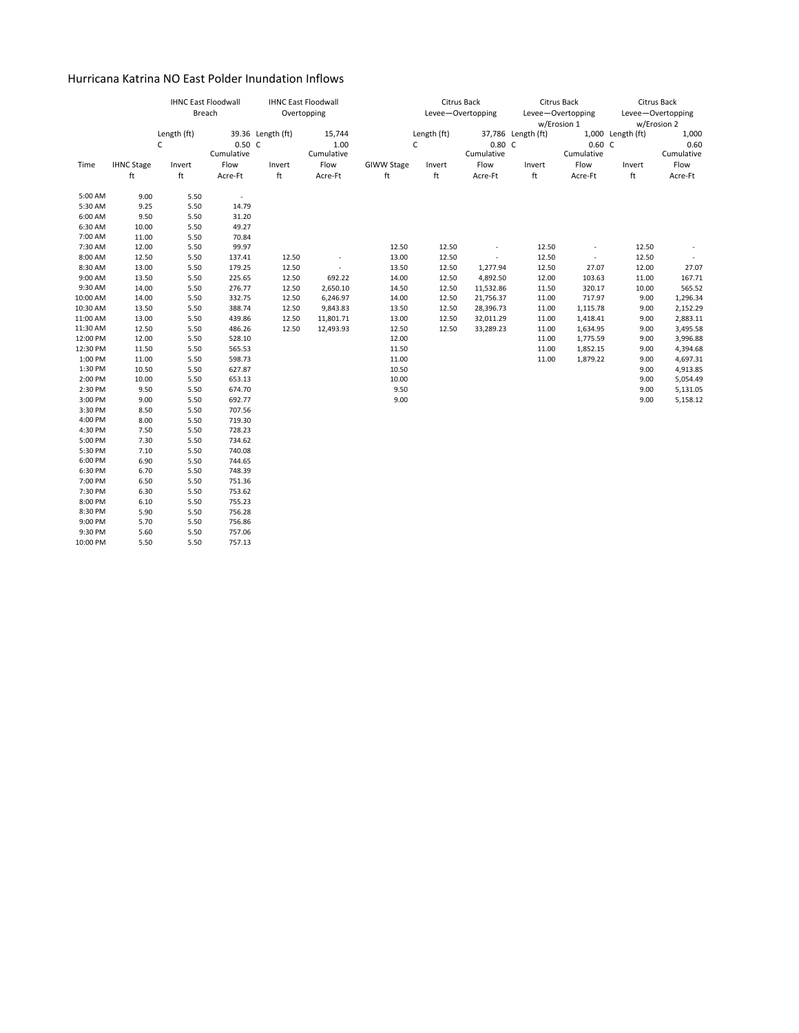# Hurricana Katrina NO East Polder Inundation Inflows

| | | IHNC East Floodwall Breach | | IHNC East Floodwall Overtopping | | | Citrus Back Levee—Overtopping | | Citrus Back Levee—Overtopping w/Erosion 1 | | Citrus Back Levee—Overtopping w/Erosion 2 | |
|---|---|---|---|---|---|---|---|---|---|---|---|---|
| | | Length (ft) | 39.36 | Length (ft) | 15,744 | | Length (ft) | 37,786 | Length (ft) | 1,000 | Length (ft) | 1,000 |
| | | C | 0.50 | C | 1.00 | | C | 0.80 | C | 0.60 | C | 0.60 |
| Time | IHNC Stage | Invert | Cumulative Flow | Invert | Cumulative Flow | GIWW Stage | Invert | Cumulative Flow | Invert | Cumulative Flow | Invert | Cumulative Flow |
| | ft | ft | Acre-Ft | ft | Acre-Ft | ft | ft | Acre-Ft | ft | Acre-Ft | ft | Acre-Ft |
| 5:00 AM | 9.00 | 5.50 | - | | | | | | | | | |
| 5:30 AM | 9.25 | 5.50 | 14.79 | | | | | | | | | |
| 6:00 AM | 9.50 | 5.50 | 31.20 | | | | | | | | | |
| 6:30 AM | 10.00 | 5.50 | 49.27 | | | | | | | | | |
| 7:00 AM | 11.00 | 5.50 | 70.84 | | | | | | | | | |
| 7:30 AM | 12.00 | 5.50 | 99.97 | | | 12.50 | 12.50 | - | 12.50 | - | 12.50 | - |
| 8:00 AM | 12.50 | 5.50 | 137.41 | 12.50 | - | 13.00 | 12.50 | - | 12.50 | - | 12.50 | - |
| 8:30 AM | 13.00 | 5.50 | 179.25 | 12.50 | - | 13.50 | 12.50 | 1,277.94 | 12.50 | 27.07 | 12.00 | 27.07 |
| 9:00 AM | 13.50 | 5.50 | 225.65 | 12.50 | 692.22 | 14.00 | 12.50 | 4,892.50 | 12.00 | 103.63 | 11.00 | 167.71 |
| 9:30 AM | 14.00 | 5.50 | 276.77 | 12.50 | 2,650.10 | 14.50 | 12.50 | 11,532.86 | 11.50 | 320.17 | 10.00 | 565.52 |
| 10:00 AM | 14.00 | 5.50 | 332.75 | 12.50 | 6,246.97 | 14.00 | 12.50 | 21,756.37 | 11.00 | 717.97 | 9.00 | 1,296.34 |
| 10:30 AM | 13.50 | 5.50 | 388.74 | 12.50 | 9,843.83 | 13.50 | 12.50 | 28,396.73 | 11.00 | 1,115.78 | 9.00 | 2,152.29 |
| 11:00 AM | 13.00 | 5.50 | 439.86 | 12.50 | 11,801.71 | 13.00 | 12.50 | 32,011.29 | 11.00 | 1,418.41 | 9.00 | 2,883.11 |
| 11:30 AM | 12.50 | 5.50 | 486.26 | 12.50 | 12,493.93 | 12.50 | 12.50 | 33,289.23 | 11.00 | 1,634.95 | 9.00 | 3,495.58 |
| 12:00 PM | 12.00 | 5.50 | 528.10 | | | 12.00 | | | 11.00 | 1,775.59 | 9.00 | 3,996.88 |
| 12:30 PM | 11.50 | 5.50 | 565.53 | | | 11.50 | | | 11.00 | 1,852.15 | 9.00 | 4,394.68 |
| 1:00 PM | 11.00 | 5.50 | 598.73 | | | 11.00 | | | 11.00 | 1,879.22 | 9.00 | 4,697.31 |
| 1:30 PM | 10.50 | 5.50 | 627.87 | | | 10.50 | | | | | 9.00 | 4,913.85 |
| 2:00 PM | 10.00 | 5.50 | 653.13 | | | 10.00 | | | | | 9.00 | 5,054.49 |
| 2:30 PM | 9.50 | 5.50 | 674.70 | | | 9.50 | | | | | 9.00 | 5,131.05 |
| 3:00 PM | 9.00 | 5.50 | 692.77 | | | 9.00 | | | | | 9.00 | 5,158.12 |
| 3:30 PM | 8.50 | 5.50 | 707.56 | | | | | | | | | |
| 4:00 PM | 8.00 | 5.50 | 719.30 | | | | | | | | | |
| 4:30 PM | 7.50 | 5.50 | 728.23 | | | | | | | | | |
| 5:00 PM | 7.30 | 5.50 | 734.62 | | | | | | | | | |
| 5:30 PM | 7.10 | 5.50 | 740.08 | | | | | | | | | |
| 6:00 PM | 6.90 | 5.50 | 744.65 | | | | | | | | | |
| 6:30 PM | 6.70 | 5.50 | 748.39 | | | | | | | | | |
| 7:00 PM | 6.50 | 5.50 | 751.36 | | | | | | | | | |
| 7:30 PM | 6.30 | 5.50 | 753.62 | | | | | | | | | |
| 8:00 PM | 6.10 | 5.50 | 755.23 | | | | | | | | | |
| 8:30 PM | 5.90 | 5.50 | 756.28 | | | | | | | | | |
| 9:00 PM | 5.70 | 5.50 | 756.86 | | | | | | | | | |
| 9:30 PM | 5.60 | 5.50 | 757.06 | | | | | | | | | |
| 10:00 PM | 5.50 | 5.50 | 757.13 | | | | | | | | | |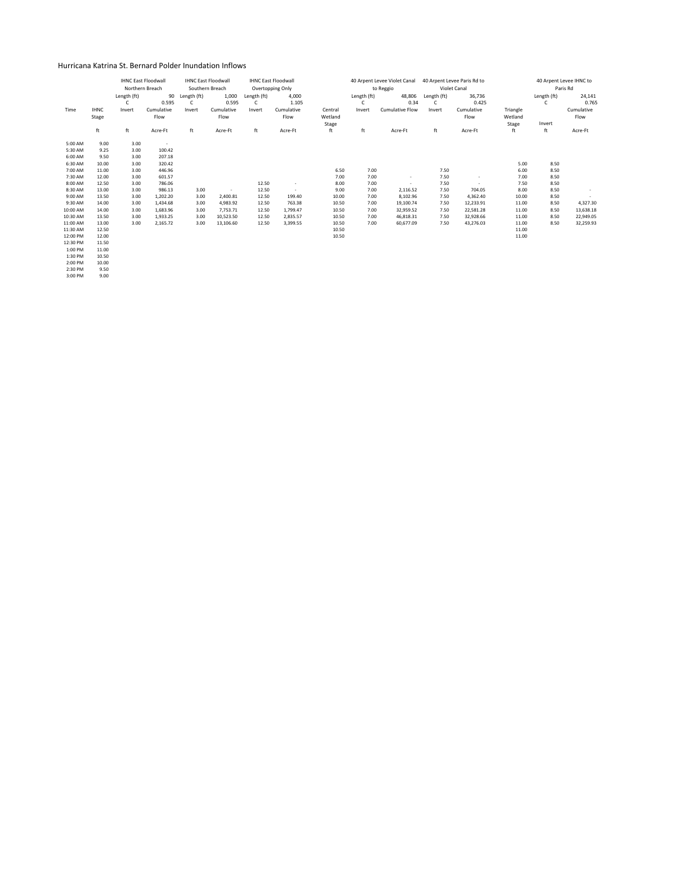Hurricana Katrina St. Bernard Polder Inundation Inflows

| | | IHNC East Floodwall Northern Breach | | IHNC East Floodwall Southern Breach | | IHNC East Floodwall Overtopping Only | | | 40 Arpent Levee Violet Canal to Reggio | | 40 Arpent Levee Paris Rd to Violet Canal | | | 40 Arpent Levee IHNC to Paris Rd | |
|---|---|---|---|---|---|---|---|---|---|---|---|---|---|---|---|
| | | Length (ft) | 90 | Length (ft) | 1,000 | Length (ft) | 4,000 | | Length (ft) | 48,806 | Length (ft) | 36,736 | | Length (ft) | 24,141 |
| | | C | 0.595 | C | 0.595 | C | 1.105 | | C | 0.34 | C | 0.425 | | C | 0.765 |
| Time | IHNC Stage | Invert | Cumulative Flow | Invert | Cumulative Flow | Invert | Cumulative Flow | Central Wetland Stage | Invert | Cumulative Flow | Invert | Cumulative Flow | Triangle Wetland Stage | Invert | Cumulative Flow |
| | ft | ft | Acre-Ft | ft | Acre-Ft | ft | Acre-Ft | ft | ft | Acre-Ft | ft | Acre-Ft | ft | ft | Acre-Ft |
| 5:00 AM | 9.00 | 3.00 | - | | | | | | | | | | | | |
| 5:30 AM | 9.25 | 3.00 | 100.42 | | | | | | | | | | | | |
| 6:00 AM | 9.50 | 3.00 | 207.18 | | | | | | | | | | | | |
| 6:30 AM | 10.00 | 3.00 | 320.42 | | | | | | | | | | 5.00 | 8.50 | |
| 7:00 AM | 11.00 | 3.00 | 446.96 | | | | | 6.50 | 7.00 | | 7.50 | | 6.00 | 8.50 | |
| 7:30 AM | 12.00 | 3.00 | 601.57 | | | | | 7.00 | 7.00 | - | 7.50 | - | 7.00 | 8.50 | |
| 8:00 AM | 12.50 | 3.00 | 786.06 | | | 12.50 | - | 8.00 | 7.00 | - | 7.50 | - | 7.50 | 8.50 | |
| 8:30 AM | 13.00 | 3.00 | 986.13 | 3.00 | - | 12.50 | - | 9.00 | 7.00 | 2,116.52 | 7.50 | 704.05 | 8.00 | 8.50 | - |
| 9:00 AM | 13.50 | 3.00 | 1,202.20 | 3.00 | 2,400.81 | 12.50 | 199.40 | 10.00 | 7.00 | 8,102.96 | 7.50 | 4,362.40 | 10.00 | 8.50 | - |
| 9:30 AM | 14.00 | 3.00 | 1,434.68 | 3.00 | 4,983.92 | 12.50 | 763.38 | 10.50 | 7.00 | 19,100.74 | 7.50 | 12,233.91 | 11.00 | 8.50 | 4,327.30 |
| 10:00 AM | 14.00 | 3.00 | 1,683.96 | 3.00 | 7,753.71 | 12.50 | 1,799.47 | 10.50 | 7.00 | 32,959.52 | 7.50 | 22,581.28 | 11.00 | 8.50 | 13,638.18 |
| 10:30 AM | 13.50 | 3.00 | 1,933.25 | 3.00 | 10,523.50 | 12.50 | 2,835.57 | 10.50 | 7.00 | 46,818.31 | 7.50 | 32,928.66 | 11.00 | 8.50 | 22,949.05 |
| 11:00 AM | 13.00 | 3.00 | 2,165.72 | 3.00 | 13,106.60 | 12.50 | 3,399.55 | 10.50 | 7.00 | 60,677.09 | 7.50 | 43,276.03 | 11.00 | 8.50 | 32,259.93 |
| 11:30 AM | 12.50 | | | | | | | 10.50 | | | | | 11.00 | | |
| 12:00 PM | 12.00 | | | | | | | 10.50 | | | | | 11.00 | | |
| 12:30 PM | 11.50 | | | | | | | | | | | | | | |
| 1:00 PM | 11.00 | | | | | | | | | | | | | | |
| 1:30 PM | 10.50 | | | | | | | | | | | | | | |
| 2:00 PM | 10.00 | | | | | | | | | | | | | | |
| 2:30 PM | 9.50 | | | | | | | | | | | | | | |
| 3:00 PM | 9.00 | | | | | | | | | | | | | | |